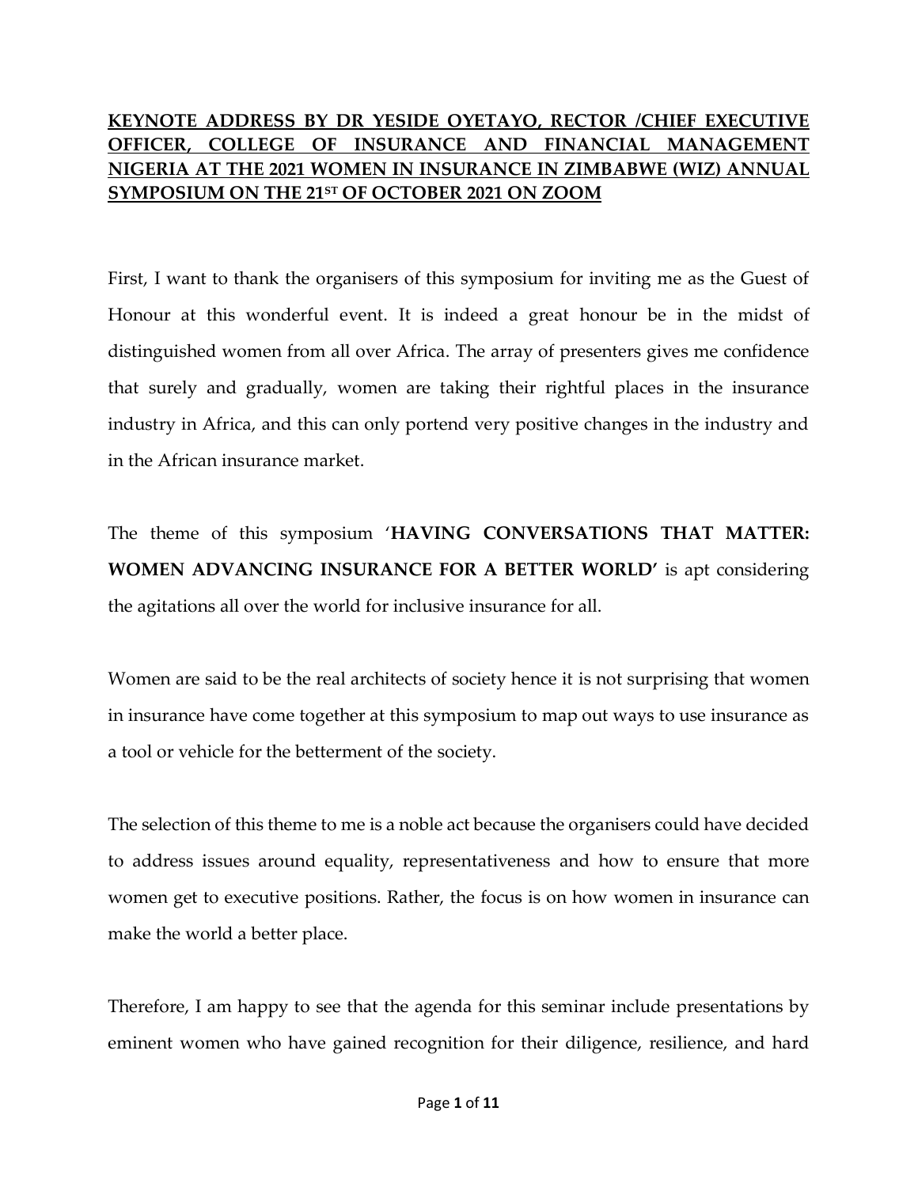**KEYNOTE ADDRESS BY DR YESIDE OYETAYO, RECTOR /CHIEF EXECUTIVE OFFICER, COLLEGE OF INSURANCE AND FINANCIAL MANAGEMENT NIGERIA AT THE 2021 WOMEN IN INSURANCE IN ZIMBABWE (WIZ) ANNUAL SYMPOSIUM ON THE 21ST OF OCTOBER 2021 ON ZOOM**

First, I want to thank the organisers of this symposium for inviting me as the Guest of Honour at this wonderful event. It is indeed a great honour be in the midst of distinguished women from all over Africa. The array of presenters gives me confidence that surely and gradually, women are taking their rightful places in the insurance industry in Africa, and this can only portend very positive changes in the industry and in the African insurance market.

The theme of this symposium '**HAVING CONVERSATIONS THAT MATTER: WOMEN ADVANCING INSURANCE FOR A BETTER WORLD'** is apt considering the agitations all over the world for inclusive insurance for all.

Women are said to be the real architects of society hence it is not surprising that women in insurance have come together at this symposium to map out ways to use insurance as a tool or vehicle for the betterment of the society.

The selection of this theme to me is a noble act because the organisers could have decided to address issues around equality, representativeness and how to ensure that more women get to executive positions. Rather, the focus is on how women in insurance can make the world a better place.

Therefore, I am happy to see that the agenda for this seminar include presentations by eminent women who have gained recognition for their diligence, resilience, and hard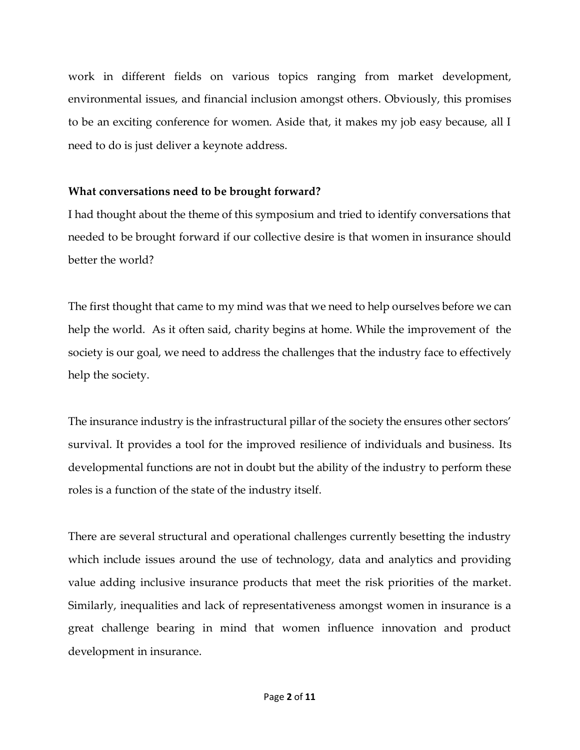work in different fields on various topics ranging from market development, environmental issues, and financial inclusion amongst others. Obviously, this promises to be an exciting conference for women. Aside that, it makes my job easy because, all I need to do is just deliver a keynote address.

**What conversations need to be brought forward?**

I had thought about the theme of this symposium and tried to identify conversations that needed to be brought forward if our collective desire is that women in insurance should better the world?

The first thought that came to my mind was that we need to help ourselves before we can help the world. As it often said, charity begins at home. While the improvement of the society is our goal, we need to address the challenges that the industry face to effectively help the society.

The insurance industry is the infrastructural pillar of the society the ensures other sectors' survival. It provides a tool for the improved resilience of individuals and business. Its developmental functions are not in doubt but the ability of the industry to perform these roles is a function of the state of the industry itself.

There are several structural and operational challenges currently besetting the industry which include issues around the use of technology, data and analytics and providing value adding inclusive insurance products that meet the risk priorities of the market. Similarly, inequalities and lack of representativeness amongst women in insurance is a great challenge bearing in mind that women influence innovation and product development in insurance.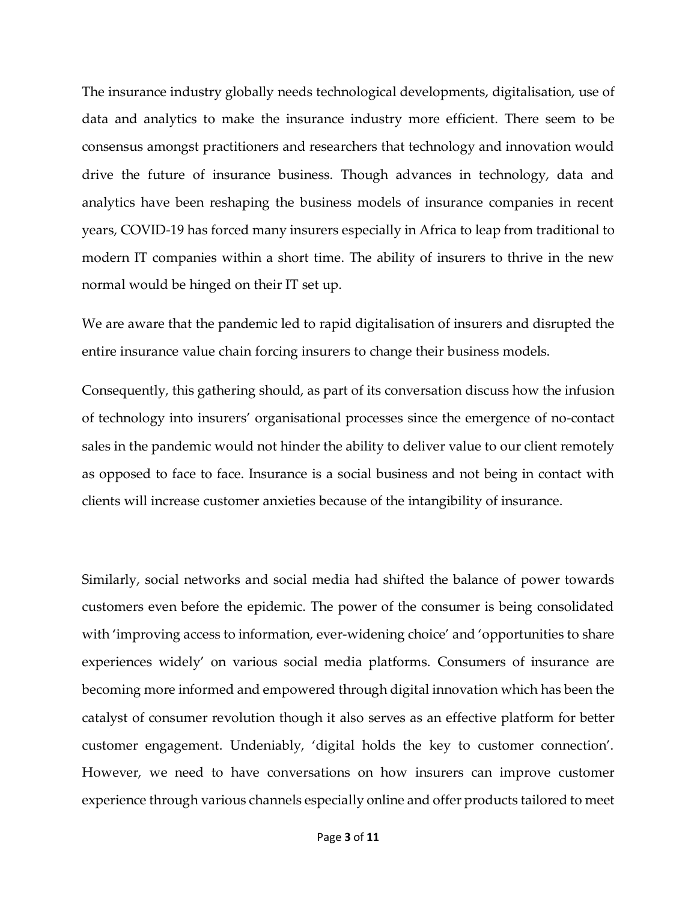The insurance industry globally needs technological developments, digitalisation, use of data and analytics to make the insurance industry more efficient. There seem to be consensus amongst practitioners and researchers that technology and innovation would drive the future of insurance business. Though advances in technology, data and analytics have been reshaping the business models of insurance companies in recent years, COVID-19 has forced many insurers especially in Africa to leap from traditional to modern IT companies within a short time. The ability of insurers to thrive in the new normal would be hinged on their IT set up.

We are aware that the pandemic led to rapid digitalisation of insurers and disrupted the entire insurance value chain forcing insurers to change their business models.

Consequently, this gathering should, as part of its conversation discuss how the infusion of technology into insurers' organisational processes since the emergence of no-contact sales in the pandemic would not hinder the ability to deliver value to our client remotely as opposed to face to face. Insurance is a social business and not being in contact with clients will increase customer anxieties because of the intangibility of insurance.

Similarly, social networks and social media had shifted the balance of power towards customers even before the epidemic. The power of the consumer is being consolidated with 'improving access to information, ever-widening choice' and 'opportunities to share experiences widely' on various social media platforms. Consumers of insurance are becoming more informed and empowered through digital innovation which has been the catalyst of consumer revolution though it also serves as an effective platform for better customer engagement. Undeniably, 'digital holds the key to customer connection'. However, we need to have conversations on how insurers can improve customer experience through various channels especially online and offer products tailored to meet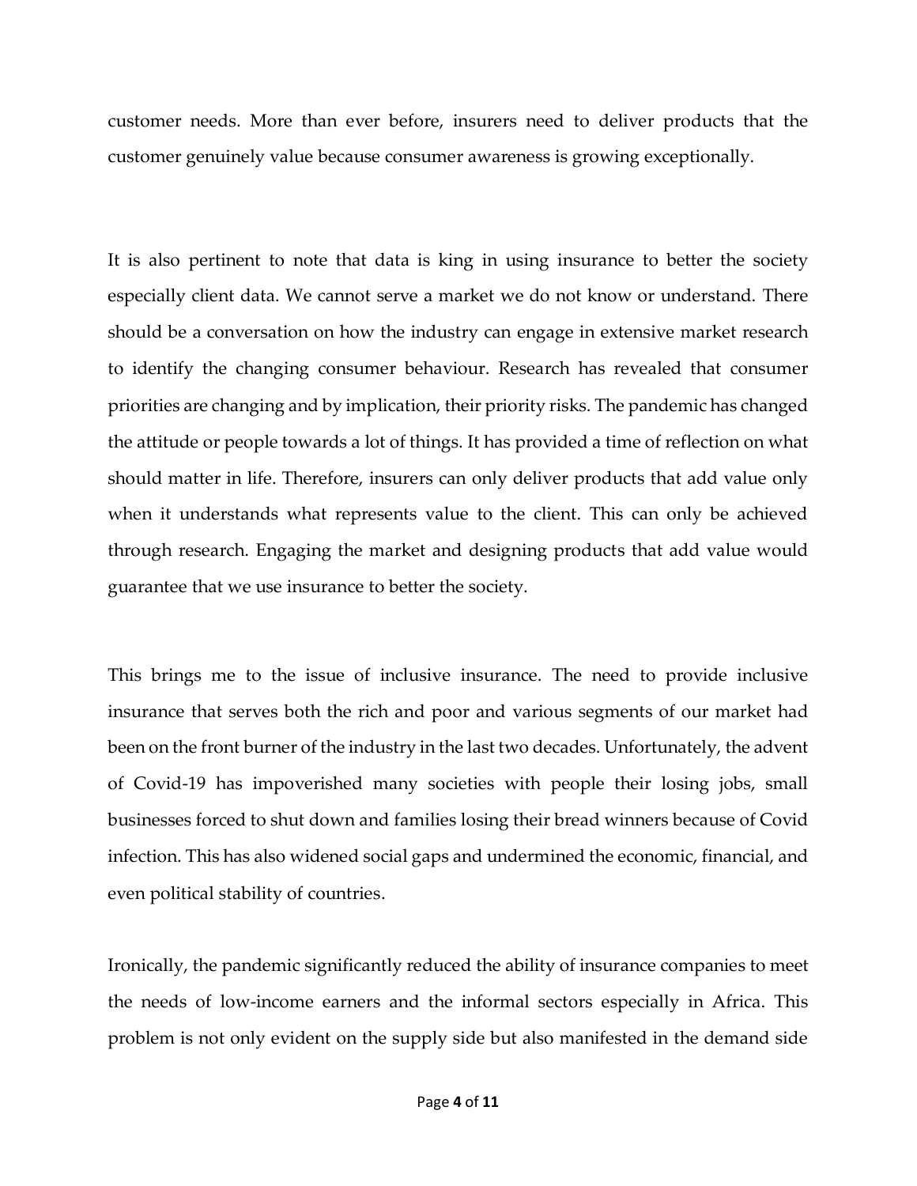customer needs. More than ever before, insurers need to deliver products that the customer genuinely value because consumer awareness is growing exceptionally.

It is also pertinent to note that data is king in using insurance to better the society especially client data. We cannot serve a market we do not know or understand. There should be a conversation on how the industry can engage in extensive market research to identify the changing consumer behaviour. Research has revealed that consumer priorities are changing and by implication, their priority risks. The pandemic has changed the attitude or people towards a lot of things. It has provided a time of reflection on what should matter in life. Therefore, insurers can only deliver products that add value only when it understands what represents value to the client. This can only be achieved through research. Engaging the market and designing products that add value would guarantee that we use insurance to better the society.

This brings me to the issue of inclusive insurance. The need to provide inclusive insurance that serves both the rich and poor and various segments of our market had been on the front burner of the industry in the last two decades. Unfortunately, the advent of Covid-19 has impoverished many societies with people their losing jobs, small businesses forced to shut down and families losing their bread winners because of Covid infection. This has also widened social gaps and undermined the economic, financial, and even political stability of countries.

Ironically, the pandemic significantly reduced the ability of insurance companies to meet the needs of low-income earners and the informal sectors especially in Africa. This problem is not only evident on the supply side but also manifested in the demand side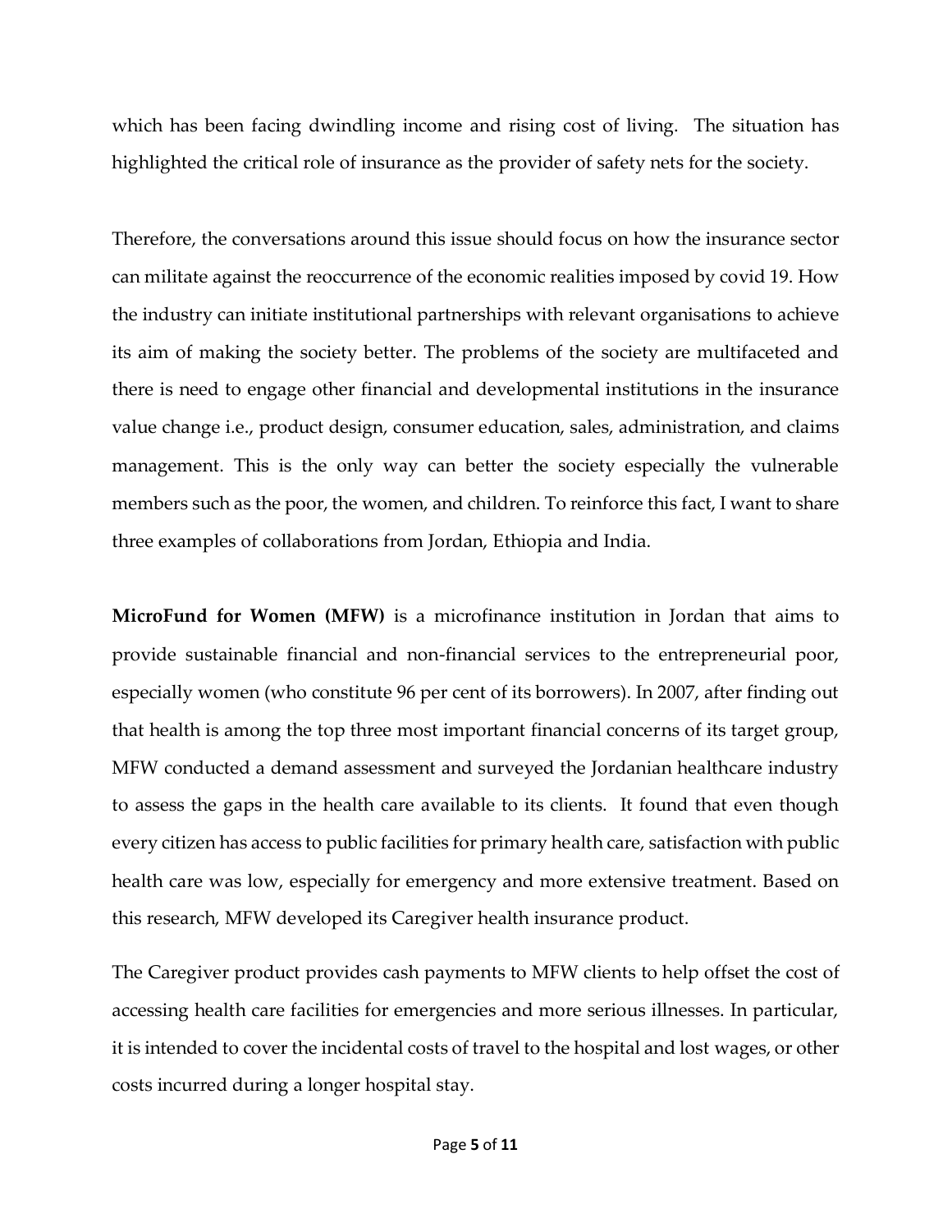which has been facing dwindling income and rising cost of living. The situation has highlighted the critical role of insurance as the provider of safety nets for the society.

Therefore, the conversations around this issue should focus on how the insurance sector can militate against the reoccurrence of the economic realities imposed by covid 19. How the industry can initiate institutional partnerships with relevant organisations to achieve its aim of making the society better. The problems of the society are multifaceted and there is need to engage other financial and developmental institutions in the insurance value change i.e., product design, consumer education, sales, administration, and claims management. This is the only way can better the society especially the vulnerable members such as the poor, the women, and children. To reinforce this fact, I want to share three examples of collaborations from Jordan, Ethiopia and India.

**MicroFund for Women (MFW)** is a microfinance institution in Jordan that aims to provide sustainable financial and non-financial services to the entrepreneurial poor, especially women (who constitute 96 per cent of its borrowers). In 2007, after finding out that health is among the top three most important financial concerns of its target group, MFW conducted a demand assessment and surveyed the Jordanian healthcare industry to assess the gaps in the health care available to its clients. It found that even though every citizen has access to public facilities for primary health care, satisfaction with public health care was low, especially for emergency and more extensive treatment. Based on this research, MFW developed its Caregiver health insurance product.

The Caregiver product provides cash payments to MFW clients to help offset the cost of accessing health care facilities for emergencies and more serious illnesses. In particular, it is intended to cover the incidental costs of travel to the hospital and lost wages, or other costs incurred during a longer hospital stay.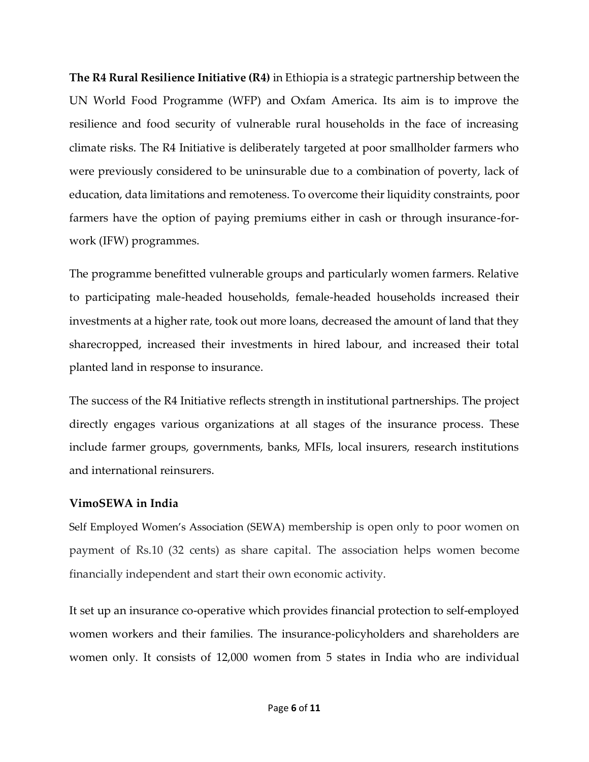**The R4 Rural Resilience Initiative (R4)** in Ethiopia is a strategic partnership between the UN World Food Programme (WFP) and Oxfam America. Its aim is to improve the resilience and food security of vulnerable rural households in the face of increasing climate risks. The R4 Initiative is deliberately targeted at poor smallholder farmers who were previously considered to be uninsurable due to a combination of poverty, lack of education, data limitations and remoteness. To overcome their liquidity constraints, poor farmers have the option of paying premiums either in cash or through insurance-for-work (IFW) programmes.

The programme benefitted vulnerable groups and particularly women farmers. Relative to participating male-headed households, female-headed households increased their investments at a higher rate, took out more loans, decreased the amount of land that they sharecropped, increased their investments in hired labour, and increased their total planted land in response to insurance.

The success of the R4 Initiative reflects strength in institutional partnerships. The project directly engages various organizations at all stages of the insurance process. These include farmer groups, governments, banks, MFIs, local insurers, research institutions and international reinsurers.

**VimoSEWA in India**

Self Employed Women's Association (SEWA) membership is open only to poor women on payment of Rs.10 (32 cents) as share capital. The association helps women become financially independent and start their own economic activity.

It set up an insurance co-operative which provides financial protection to self-employed women workers and their families. The insurance-policyholders and shareholders are women only. It consists of 12,000 women from 5 states in India who are individual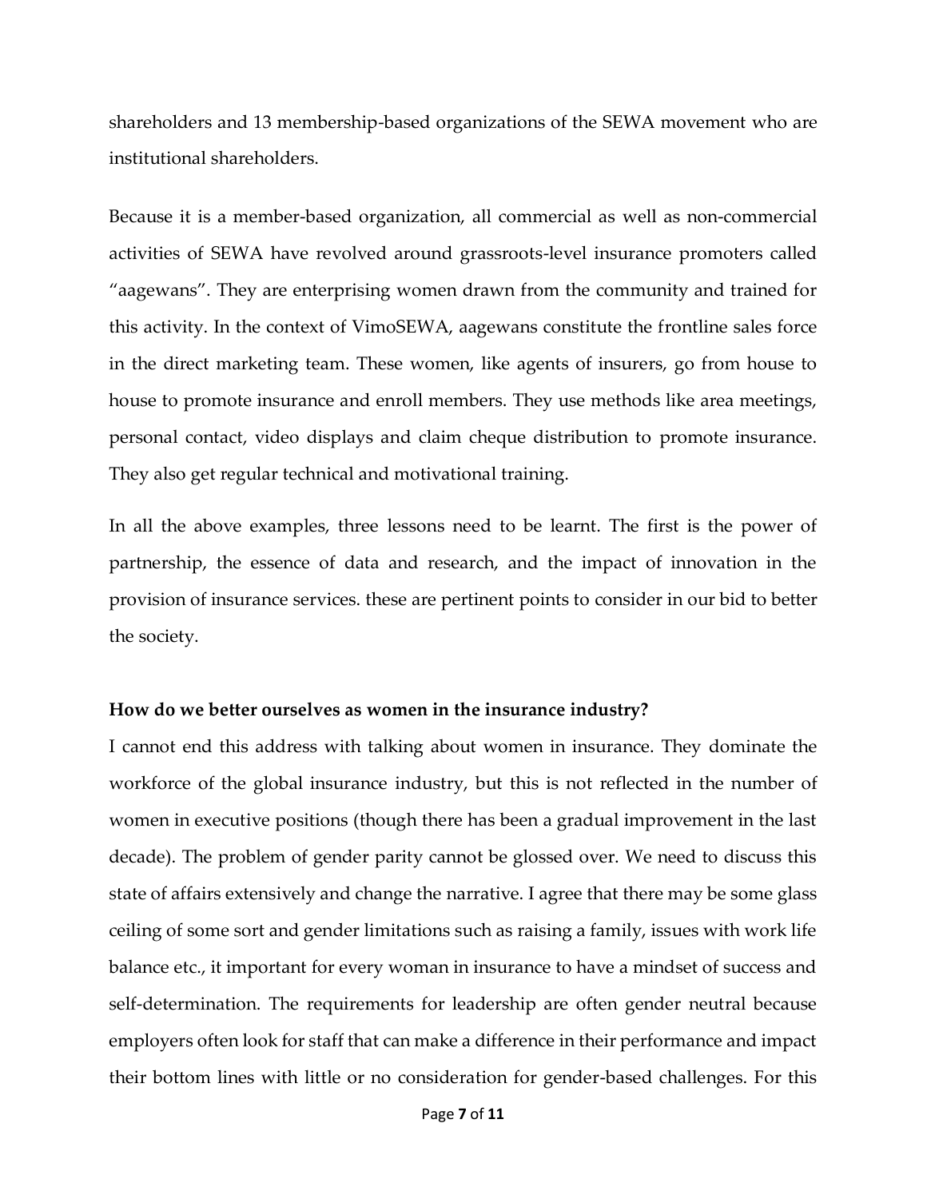shareholders and 13 membership-based organizations of the SEWA movement who are institutional shareholders.

Because it is a member-based organization, all commercial as well as non-commercial activities of SEWA have revolved around grassroots-level insurance promoters called "aagewans". They are enterprising women drawn from the community and trained for this activity. In the context of VimoSEWA, aagewans constitute the frontline sales force in the direct marketing team. These women, like agents of insurers, go from house to house to promote insurance and enroll members. They use methods like area meetings, personal contact, video displays and claim cheque distribution to promote insurance. They also get regular technical and motivational training.

In all the above examples, three lessons need to be learnt. The first is the power of partnership, the essence of data and research, and the impact of innovation in the provision of insurance services. these are pertinent points to consider in our bid to better the society.

**How do we better ourselves as women in the insurance industry?**

I cannot end this address with talking about women in insurance. They dominate the workforce of the global insurance industry, but this is not reflected in the number of women in executive positions (though there has been a gradual improvement in the last decade). The problem of gender parity cannot be glossed over. We need to discuss this state of affairs extensively and change the narrative. I agree that there may be some glass ceiling of some sort and gender limitations such as raising a family, issues with work life balance etc., it important for every woman in insurance to have a mindset of success and self-determination. The requirements for leadership are often gender neutral because employers often look for staff that can make a difference in their performance and impact their bottom lines with little or no consideration for gender-based challenges. For this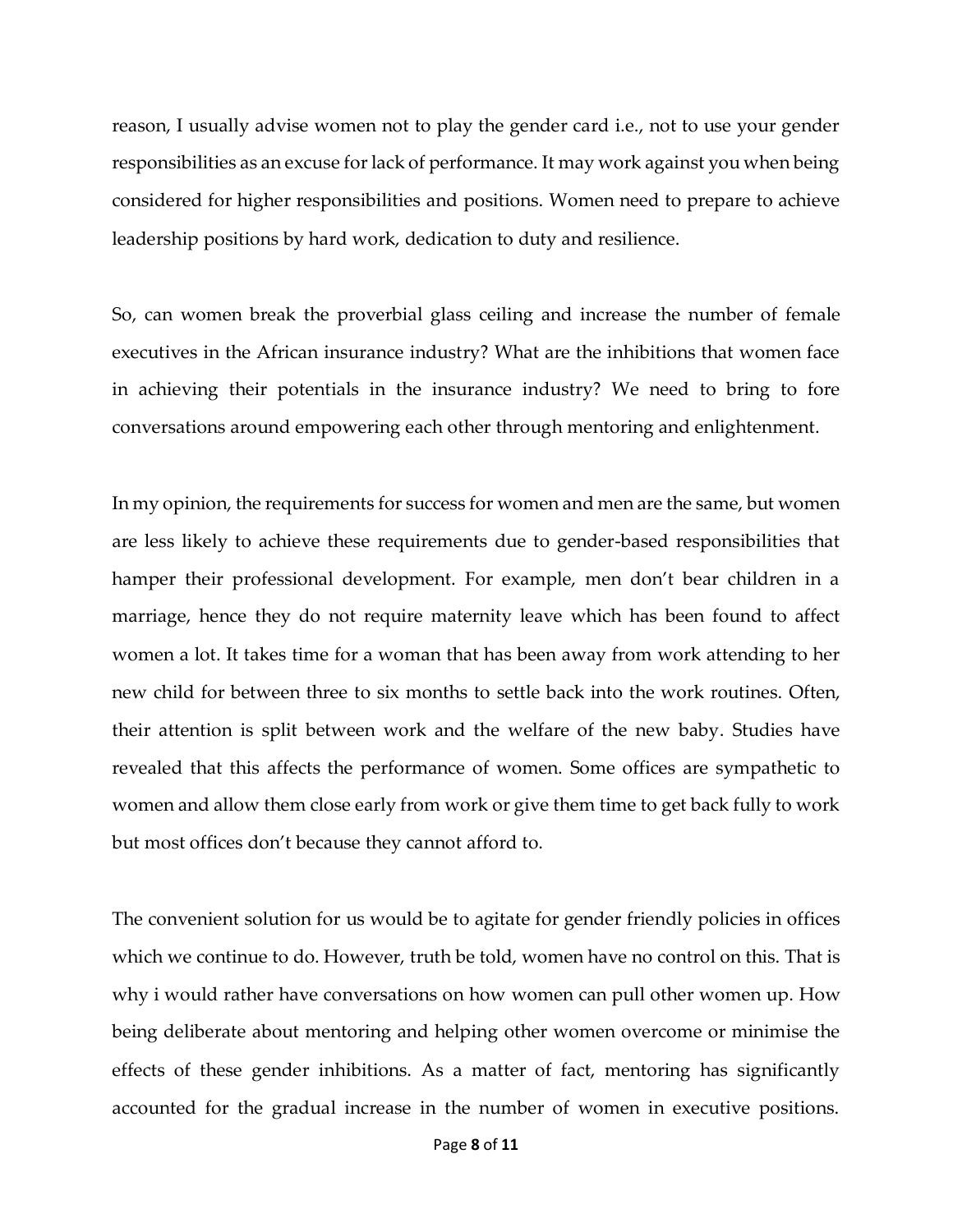reason, I usually advise women not to play the gender card i.e., not to use your gender responsibilities as an excuse for lack of performance. It may work against you when being considered for higher responsibilities and positions. Women need to prepare to achieve leadership positions by hard work, dedication to duty and resilience.

So, can women break the proverbial glass ceiling and increase the number of female executives in the African insurance industry? What are the inhibitions that women face in achieving their potentials in the insurance industry? We need to bring to fore conversations around empowering each other through mentoring and enlightenment.

In my opinion, the requirements for success for women and men are the same, but women are less likely to achieve these requirements due to gender-based responsibilities that hamper their professional development. For example, men don't bear children in a marriage, hence they do not require maternity leave which has been found to affect women a lot. It takes time for a woman that has been away from work attending to her new child for between three to six months to settle back into the work routines. Often, their attention is split between work and the welfare of the new baby. Studies have revealed that this affects the performance of women. Some offices are sympathetic to women and allow them close early from work or give them time to get back fully to work but most offices don't because they cannot afford to.

The convenient solution for us would be to agitate for gender friendly policies in offices which we continue to do. However, truth be told, women have no control on this. That is why i would rather have conversations on how women can pull other women up. How being deliberate about mentoring and helping other women overcome or minimise the effects of these gender inhibitions. As a matter of fact, mentoring has significantly accounted for the gradual increase in the number of women in executive positions.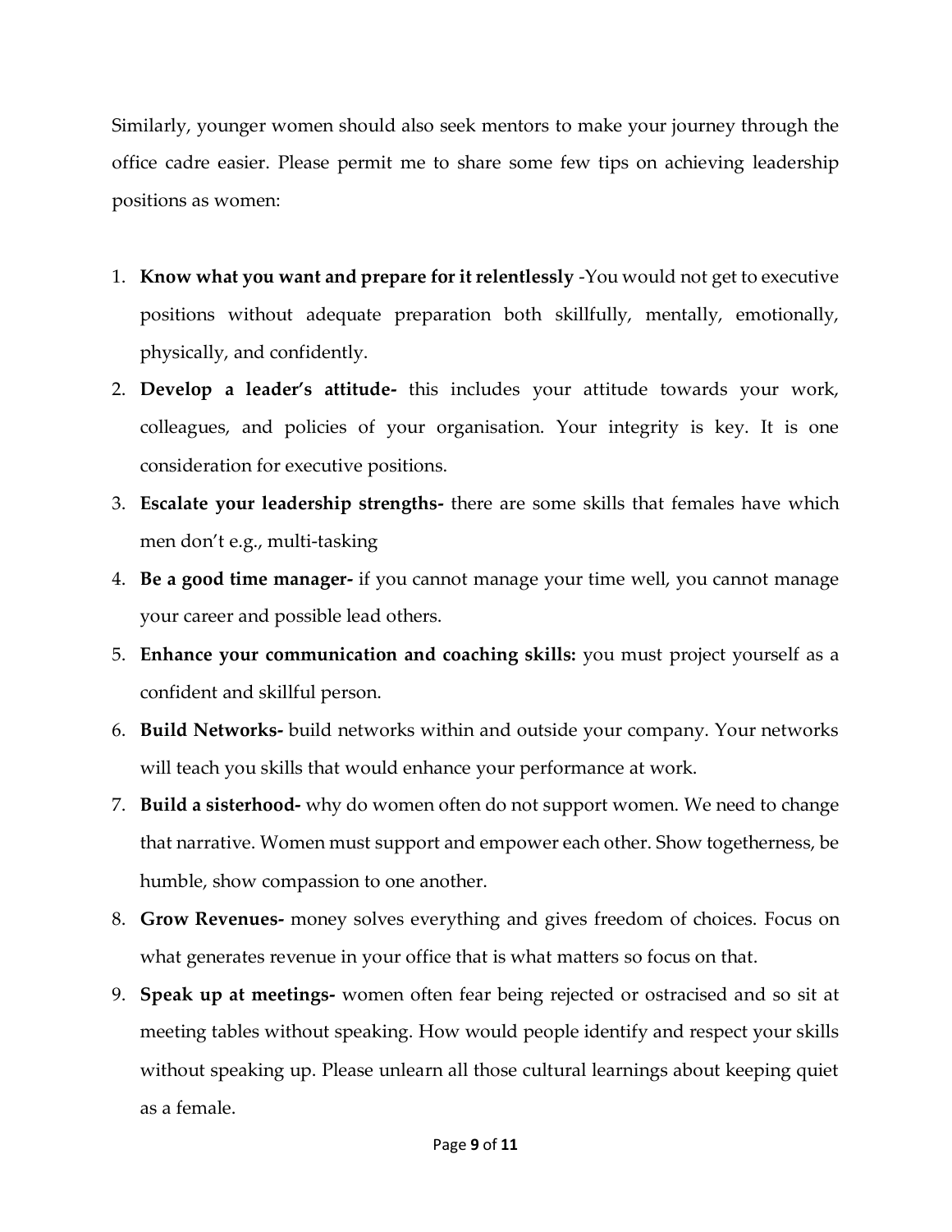Similarly, younger women should also seek mentors to make your journey through the office cadre easier. Please permit me to share some few tips on achieving leadership positions as women:

1. **Know what you want and prepare for it relentlessly** -You would not get to executive positions without adequate preparation both skillfully, mentally, emotionally, physically, and confidently.
2. **Develop a leader's attitude-** this includes your attitude towards your work, colleagues, and policies of your organisation. Your integrity is key. It is one consideration for executive positions.
3. **Escalate your leadership strengths-** there are some skills that females have which men don't e.g., multi-tasking
4. **Be a good time manager-** if you cannot manage your time well, you cannot manage your career and possible lead others.
5. **Enhance your communication and coaching skills:** you must project yourself as a confident and skillful person.
6. **Build Networks-** build networks within and outside your company. Your networks will teach you skills that would enhance your performance at work.
7. **Build a sisterhood-** why do women often do not support women. We need to change that narrative. Women must support and empower each other. Show togetherness, be humble, show compassion to one another.
8. **Grow Revenues-** money solves everything and gives freedom of choices. Focus on what generates revenue in your office that is what matters so focus on that.
9. **Speak up at meetings-** women often fear being rejected or ostracised and so sit at meeting tables without speaking. How would people identify and respect your skills without speaking up. Please unlearn all those cultural learnings about keeping quiet as a female.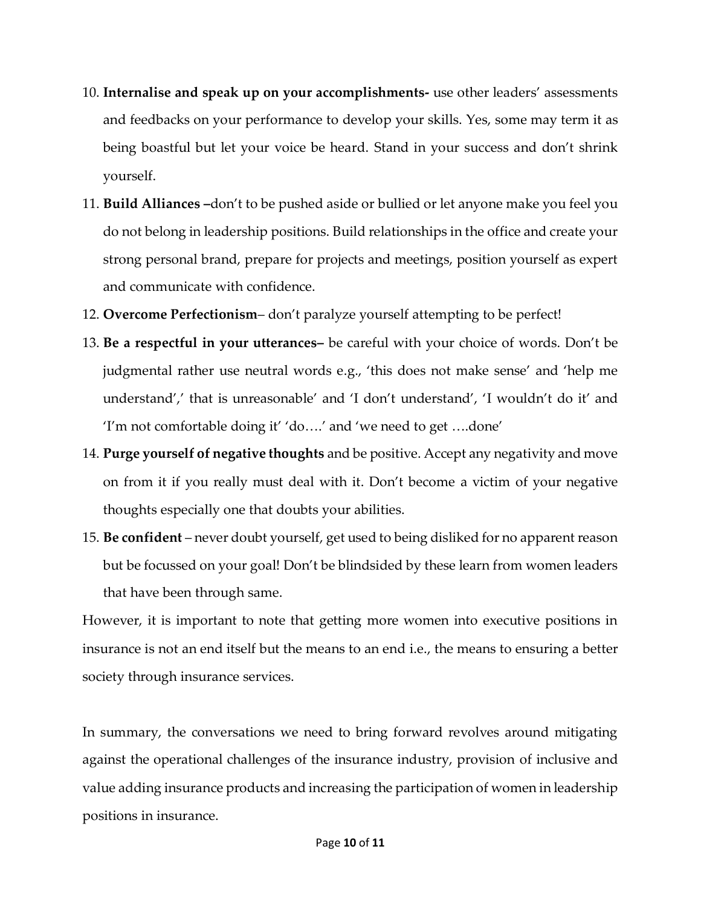10. **Internalise and speak up on your accomplishments-** use other leaders' assessments and feedbacks on your performance to develop your skills. Yes, some may term it as being boastful but let your voice be heard. Stand in your success and don't shrink yourself.
11. **Build Alliances –**don't to be pushed aside or bullied or let anyone make you feel you do not belong in leadership positions. Build relationships in the office and create your strong personal brand, prepare for projects and meetings, position yourself as expert and communicate with confidence.
12. **Overcome Perfectionism**– don't paralyze yourself attempting to be perfect!
13. **Be a respectful in your utterances–** be careful with your choice of words. Don't be judgmental rather use neutral words e.g., 'this does not make sense' and 'help me understand',' that is unreasonable' and 'I don't understand', 'I wouldn't do it' and 'I'm not comfortable doing it' 'do….' and 'we need to get ….done'
14. **Purge yourself of negative thoughts** and be positive. Accept any negativity and move on from it if you really must deal with it. Don't become a victim of your negative thoughts especially one that doubts your abilities.
15. **Be confident** – never doubt yourself, get used to being disliked for no apparent reason but be focussed on your goal! Don't be blindsided by these learn from women leaders that have been through same.

However, it is important to note that getting more women into executive positions in insurance is not an end itself but the means to an end i.e., the means to ensuring a better society through insurance services.

In summary, the conversations we need to bring forward revolves around mitigating against the operational challenges of the insurance industry, provision of inclusive and value adding insurance products and increasing the participation of women in leadership positions in insurance.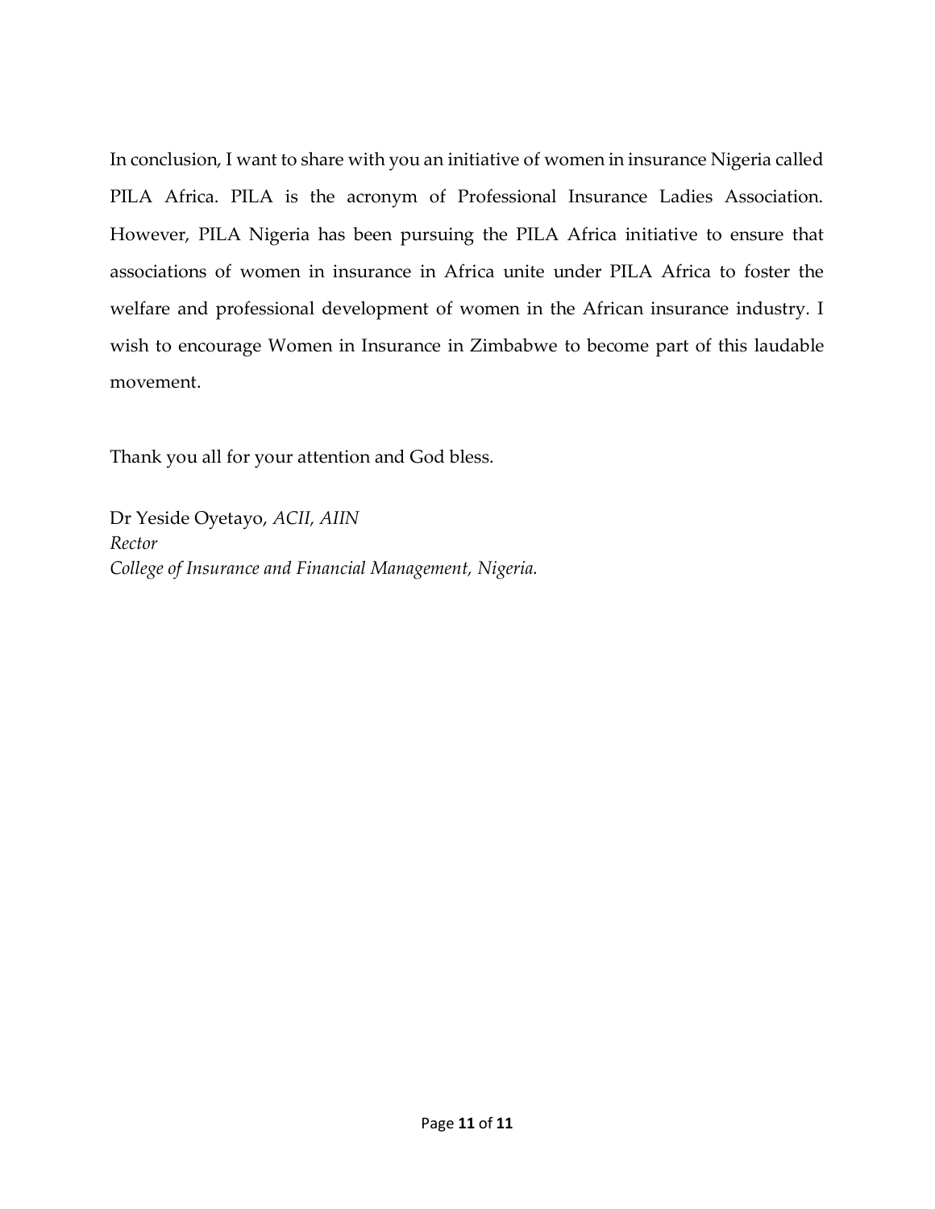In conclusion, I want to share with you an initiative of women in insurance Nigeria called PILA Africa. PILA is the acronym of Professional Insurance Ladies Association. However, PILA Nigeria has been pursuing the PILA Africa initiative to ensure that associations of women in insurance in Africa unite under PILA Africa to foster the welfare and professional development of women in the African insurance industry. I wish to encourage Women in Insurance in Zimbabwe to become part of this laudable movement.

Thank you all for your attention and God bless.

Dr Yeside Oyetayo, *ACII, AIIN*
*Rector*
*College of Insurance and Financial Management, Nigeria.*